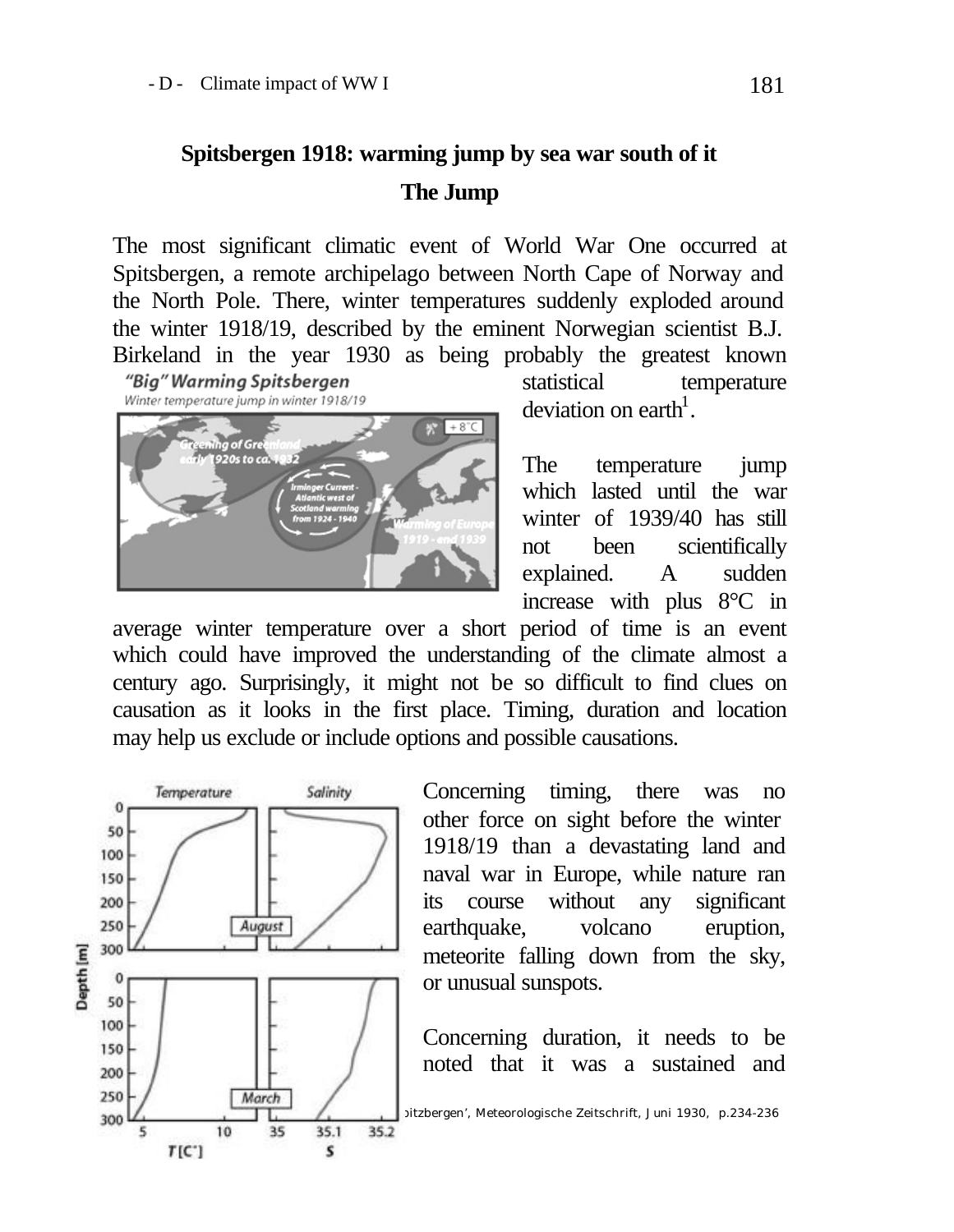# Spitsbergen 1918: warming jump by sea war south of it

## The Jump

The most significant climatic event of World War One occurred at Spitsbergen, a remote archipelago between North Cape of Norway and the North Pole. There, winter temperatures suddenly exploded around the winter 1918/19, described by the eminent Norwegian scientist B.J. Birkeland in the year 1930 as being probably the greatest known statistical temperature deviation on earth[1].

The temperature jump which lasted until the war winter of 1939/40 has still not been scientifically explained. A sudden increase with plus 8°C in average winter temperature over a short period of time is an event which could have improved the understanding of the climate almost a century ago. Surprisingly, it might not be so difficult to find clues on causation as it looks in the first place. Timing, duration and location may help us exclude or include options and possible causations.

Concerning timing, there was no other force on sight before the winter 1918/19 than a devastating land and naval war in Europe, while nature ran its course without any significant earthquake, volcano eruption, meteorite falling down from the sky, or unusual sunspots.

Concerning duration, it needs to be noted that it was a sustained and

[1] ...pitzbergen', Meteorologische Zeitschrift, Juni 1930, p.234-236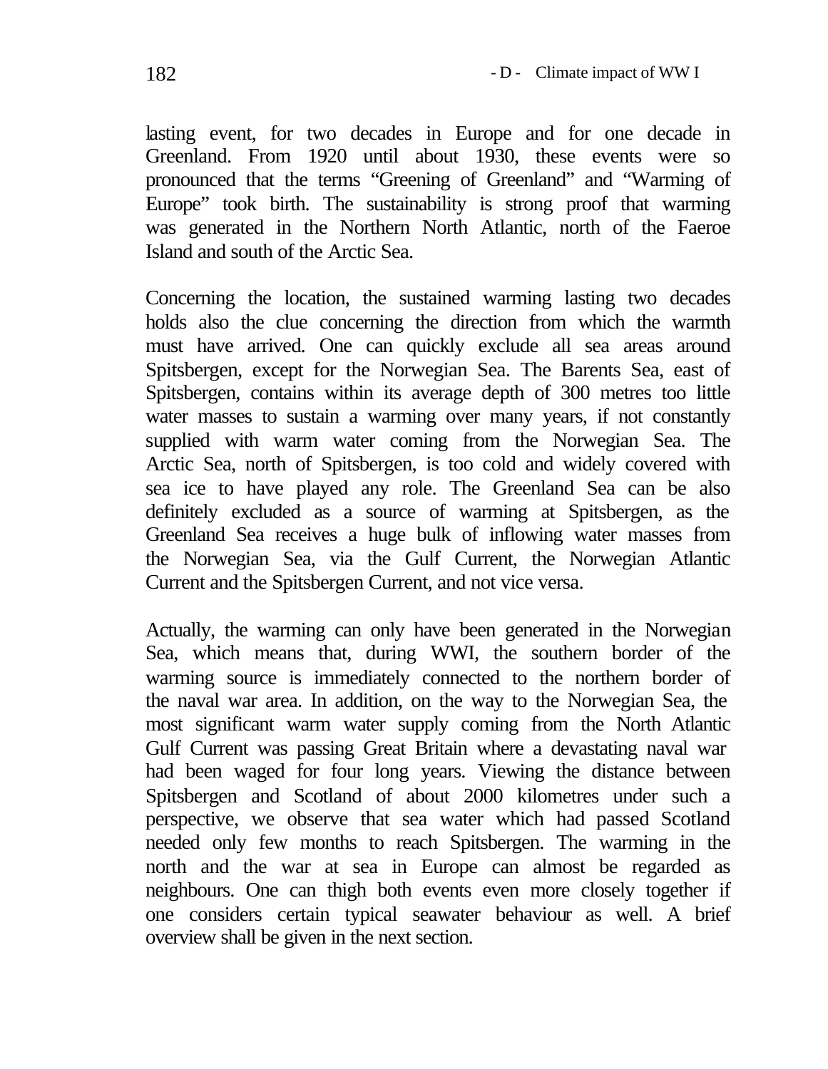lasting event, for two decades in Europe and for one decade in Greenland. From 1920 until about 1930, these events were so pronounced that the terms “Greening of Greenland” and “Warming of Europe” took birth. The sustainability is strong proof that warming was generated in the Northern North Atlantic, north of the Faeroe Island and south of the Arctic Sea.

Concerning the location, the sustained warming lasting two decades holds also the clue concerning the direction from which the warmth must have arrived. One can quickly exclude all sea areas around Spitsbergen, except for the Norwegian Sea. The Barents Sea, east of Spitsbergen, contains within its average depth of 300 metres too little water masses to sustain a warming over many years, if not constantly supplied with warm water coming from the Norwegian Sea. The Arctic Sea, north of Spitsbergen, is too cold and widely covered with sea ice to have played any role. The Greenland Sea can be also definitely excluded as a source of warming at Spitsbergen, as the Greenland Sea receives a huge bulk of inflowing water masses from the Norwegian Sea, via the Gulf Current, the Norwegian Atlantic Current and the Spitsbergen Current, and not vice versa.

Actually, the warming can only have been generated in the Norwegian Sea, which means that, during WWI, the southern border of the warming source is immediately connected to the northern border of the naval war area. In addition, on the way to the Norwegian Sea, the most significant warm water supply coming from the North Atlantic Gulf Current was passing Great Britain where a devastating naval war had been waged for four long years. Viewing the distance between Spitsbergen and Scotland of about 2000 kilometres under such a perspective, we observe that sea water which had passed Scotland needed only few months to reach Spitsbergen. The warming in the north and the war at sea in Europe can almost be regarded as neighbours. One can thigh both events even more closely together if one considers certain typical seawater behaviour as well. A brief overview shall be given in the next section.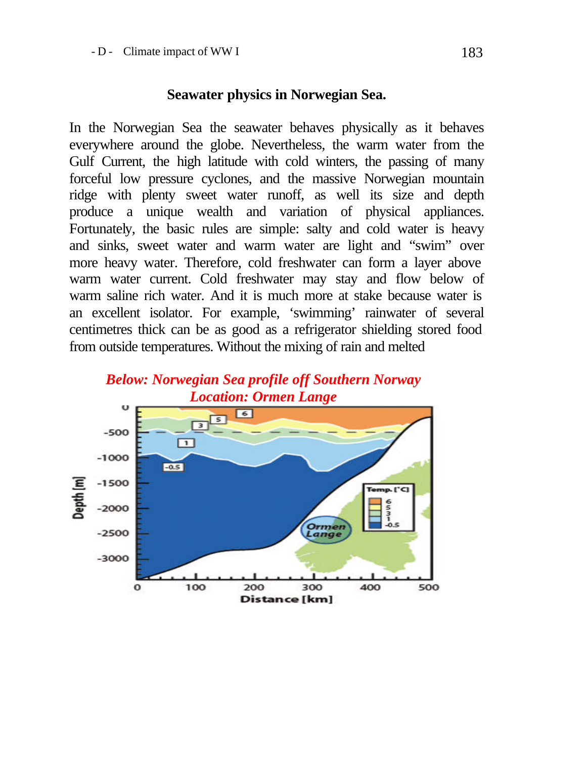## Seawater physics in Norwegian Sea.

In the Norwegian Sea the seawater behaves physically as it behaves everywhere around the globe. Nevertheless, the warm water from the Gulf Current, the high latitude with cold winters, the passing of many forceful low pressure cyclones, and the massive Norwegian mountain ridge with plenty sweet water runoff, as well its size and depth produce a unique wealth and variation of physical appliances. Fortunately, the basic rules are simple: salty and cold water is heavy and sinks, sweet water and warm water are light and "swim" over more heavy water. Therefore, cold freshwater can form a layer above warm water current. Cold freshwater may stay and flow below of warm saline rich water. And it is much more at stake because water is an excellent isolator. For example, 'swimming' rainwater of several centimetres thick can be as good as a refrigerator shielding stored food from outside temperatures. Without the mixing of rain and melted

*Below: Norwegian Sea profile off Southern Norway*
*Location: Ormen Lange*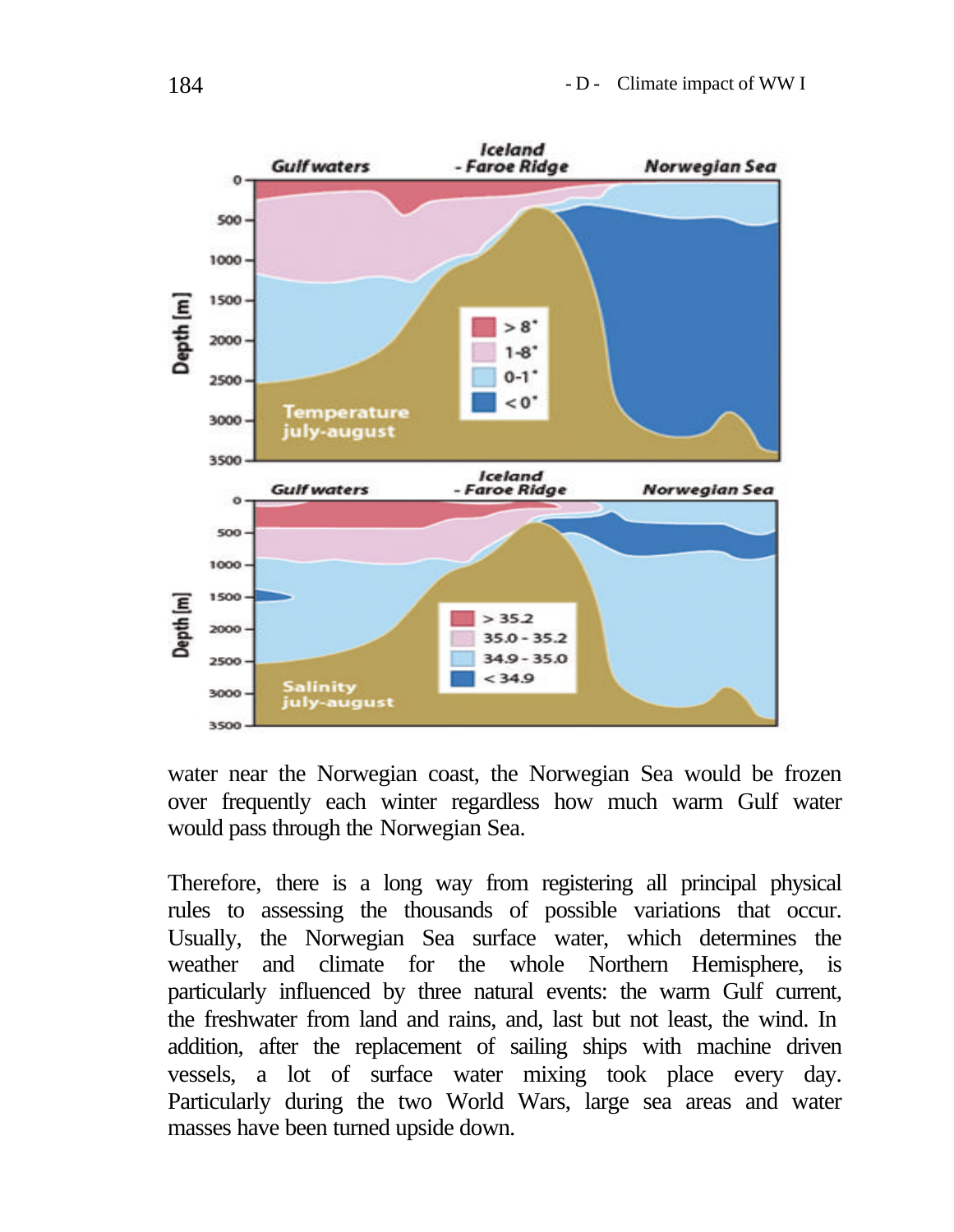water near the Norwegian coast, the Norwegian Sea would be frozen over frequently each winter regardless how much warm Gulf water would pass through the Norwegian Sea.

Therefore, there is a long way from registering all principal physical rules to assessing the thousands of possible variations that occur. Usually, the Norwegian Sea surface water, which determines the weather and climate for the whole Northern Hemisphere, is particularly influenced by three natural events: the warm Gulf current, the freshwater from land and rains, and, last but not least, the wind. In addition, after the replacement of sailing ships with machine driven vessels, a lot of surface water mixing took place every day. Particularly during the two World Wars, large sea areas and water masses have been turned upside down.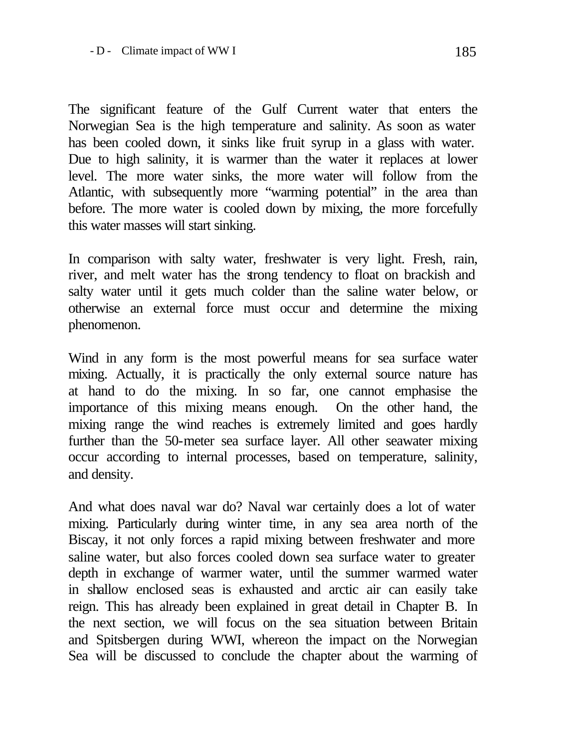The significant feature of the Gulf Current water that enters the Norwegian Sea is the high temperature and salinity. As soon as water has been cooled down, it sinks like fruit syrup in a glass with water. Due to high salinity, it is warmer than the water it replaces at lower level. The more water sinks, the more water will follow from the Atlantic, with subsequently more "warming potential" in the area than before. The more water is cooled down by mixing, the more forcefully this water masses will start sinking.

In comparison with salty water, freshwater is very light. Fresh, rain, river, and melt water has the strong tendency to float on brackish and salty water until it gets much colder than the saline water below, or otherwise an external force must occur and determine the mixing phenomenon.

Wind in any form is the most powerful means for sea surface water mixing. Actually, it is practically the only external source nature has at hand to do the mixing. In so far, one cannot emphasise the importance of this mixing means enough. On the other hand, the mixing range the wind reaches is extremely limited and goes hardly further than the 50-meter sea surface layer. All other seawater mixing occur according to internal processes, based on temperature, salinity, and density.

And what does naval war do? Naval war certainly does a lot of water mixing. Particularly during winter time, in any sea area north of the Biscay, it not only forces a rapid mixing between freshwater and more saline water, but also forces cooled down sea surface water to greater depth in exchange of warmer water, until the summer warmed water in shallow enclosed seas is exhausted and arctic air can easily take reign. This has already been explained in great detail in Chapter B. In the next section, we will focus on the sea situation between Britain and Spitsbergen during WWI, whereon the impact on the Norwegian Sea will be discussed to conclude the chapter about the warming of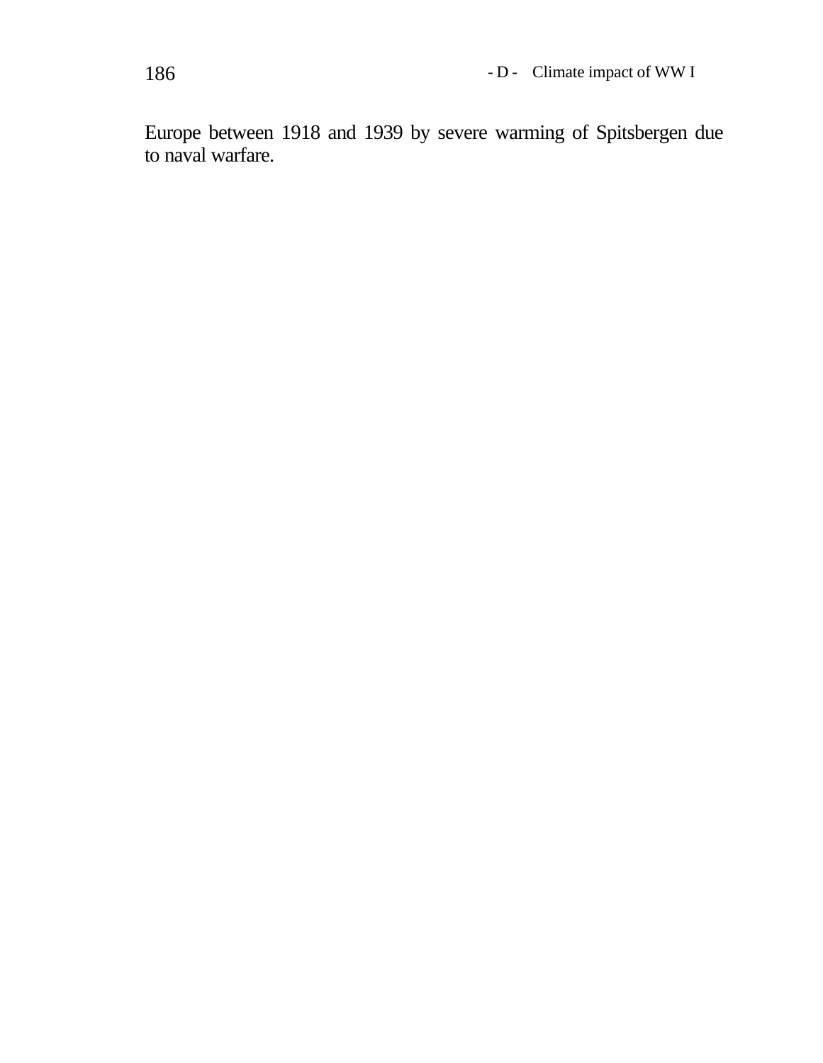Europe between 1918 and 1939 by severe warming of Spitsbergen due to naval warfare.